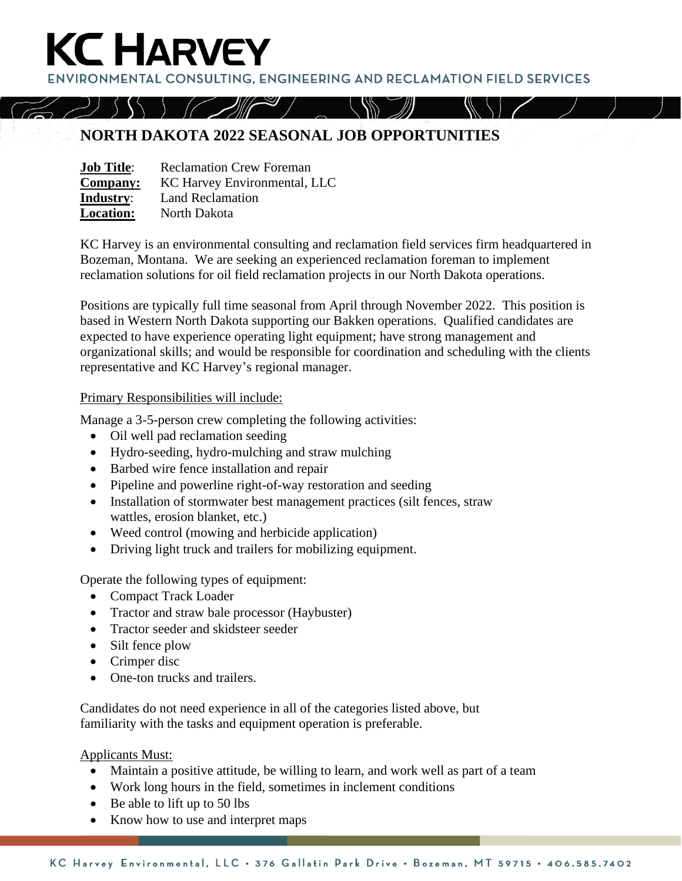# KC HARVEY

ENVIRONMENTAL CONSULTING, ENGINEERING AND RECLAMATION FIELD SERVICES

## NORTH DAKOTA 2022 SEASONAL JOB OPPORTUNITIES

**Job Title**: Reclamation Crew Foreman
**Company:** KC Harvey Environmental, LLC
**Industry**: Land Reclamation
**Location:** North Dakota

KC Harvey is an environmental consulting and reclamation field services firm headquartered in Bozeman, Montana. We are seeking an experienced reclamation foreman to implement reclamation solutions for oil field reclamation projects in our North Dakota operations.

Positions are typically full time seasonal from April through November 2022. This position is based in Western North Dakota supporting our Bakken operations. Qualified candidates are expected to have experience operating light equipment; have strong management and organizational skills; and would be responsible for coordination and scheduling with the clients representative and KC Harvey's regional manager.

Primary Responsibilities will include:

Manage a 3-5-person crew completing the following activities:

- Oil well pad reclamation seeding
- Hydro-seeding, hydro-mulching and straw mulching
- Barbed wire fence installation and repair
- Pipeline and powerline right-of-way restoration and seeding
- Installation of stormwater best management practices (silt fences, straw wattles, erosion blanket, etc.)
- Weed control (mowing and herbicide application)
- Driving light truck and trailers for mobilizing equipment.

Operate the following types of equipment:

- Compact Track Loader
- Tractor and straw bale processor (Haybuster)
- Tractor seeder and skidsteer seeder
- Silt fence plow
- Crimper disc
- One-ton trucks and trailers.

Candidates do not need experience in all of the categories listed above, but familiarity with the tasks and equipment operation is preferable.

Applicants Must:

- Maintain a positive attitude, be willing to learn, and work well as part of a team
- Work long hours in the field, sometimes in inclement conditions
- Be able to lift up to 50 lbs
- Know how to use and interpret maps

KC Harvey Environmental, LLC • 376 Gallatin Park Drive • Bozeman, MT 59715 • 406.585.7402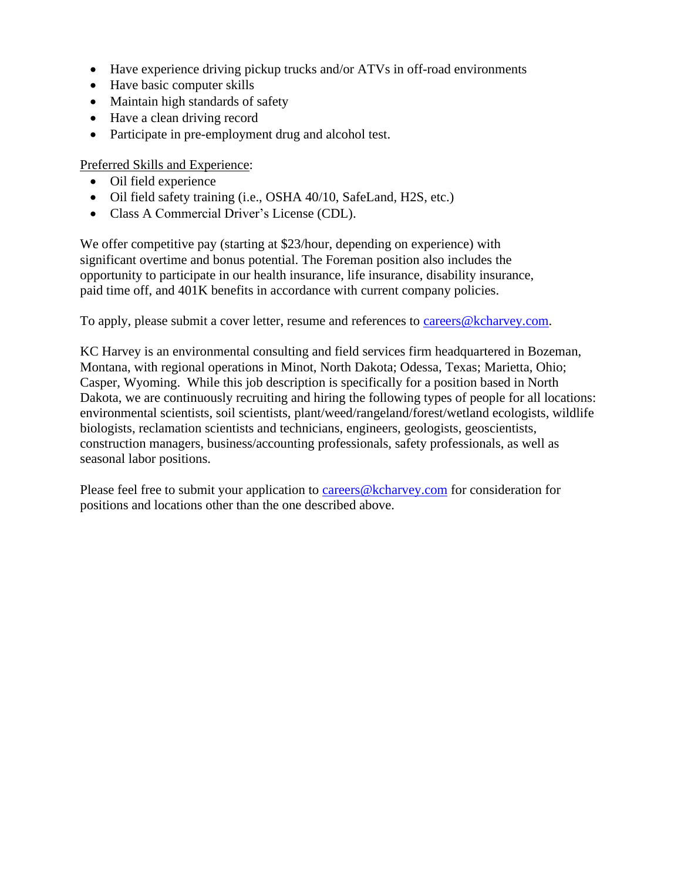- Have experience driving pickup trucks and/or ATVs in off-road environments
- Have basic computer skills
- Maintain high standards of safety
- Have a clean driving record
- Participate in pre-employment drug and alcohol test.

Preferred Skills and Experience:

- Oil field experience
- Oil field safety training (i.e., OSHA 40/10, SafeLand, H2S, etc.)
- Class A Commercial Driver's License (CDL).

We offer competitive pay (starting at $23/hour, depending on experience) with significant overtime and bonus potential. The Foreman position also includes the opportunity to participate in our health insurance, life insurance, disability insurance, paid time off, and 401K benefits in accordance with current company policies.

To apply, please submit a cover letter, resume and references to careers@kcharvey.com.

KC Harvey is an environmental consulting and field services firm headquartered in Bozeman, Montana, with regional operations in Minot, North Dakota; Odessa, Texas; Marietta, Ohio; Casper, Wyoming. While this job description is specifically for a position based in North Dakota, we are continuously recruiting and hiring the following types of people for all locations: environmental scientists, soil scientists, plant/weed/rangeland/forest/wetland ecologists, wildlife biologists, reclamation scientists and technicians, engineers, geologists, geoscientists, construction managers, business/accounting professionals, safety professionals, as well as seasonal labor positions.

Please feel free to submit your application to careers@kcharvey.com for consideration for positions and locations other than the one described above.